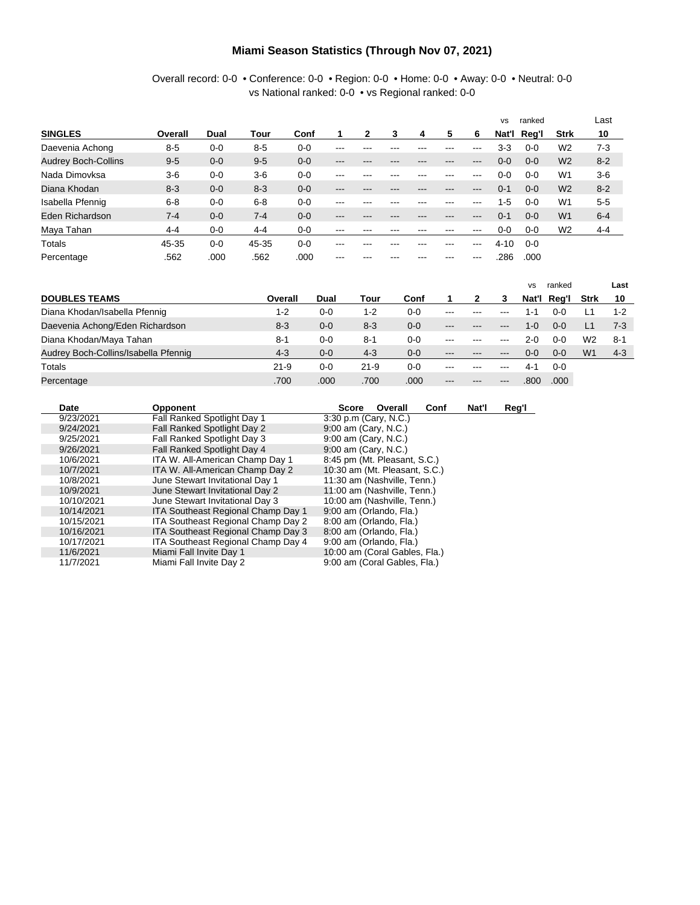# Miami Season Statistics (Through Nov 07, 2021)

Overall record: 0-0 • Conference: 0-0 • Region: 0-0 • Home: 0-0 • Away: 0-0 • Neutral: 0-0
vs National ranked: 0-0 • vs Regional ranked: 0-0

| SINGLES | Overall | Dual | Tour | Conf | 1 | 2 | 3 | 4 | 5 | 6 | vs Nat'l | ranked Reg'l | Strk | Last 10 |
|---|---|---|---|---|---|---|---|---|---|---|---|---|---|---|
| Daevenia Achong | 8-5 | 0-0 | 8-5 | 0-0 | --- | --- | --- | --- | --- | --- | 3-3 | 0-0 | W2 | 7-3 |
| Audrey Boch-Collins | 9-5 | 0-0 | 9-5 | 0-0 | --- | --- | --- | --- | --- | --- | 0-0 | 0-0 | W2 | 8-2 |
| Nada Dimovksa | 3-6 | 0-0 | 3-6 | 0-0 | --- | --- | --- | --- | --- | --- | 0-0 | 0-0 | W1 | 3-6 |
| Diana Khodan | 8-3 | 0-0 | 8-3 | 0-0 | --- | --- | --- | --- | --- | --- | 0-1 | 0-0 | W2 | 8-2 |
| Isabella Pfennig | 6-8 | 0-0 | 6-8 | 0-0 | --- | --- | --- | --- | --- | --- | 1-5 | 0-0 | W1 | 5-5 |
| Eden Richardson | 7-4 | 0-0 | 7-4 | 0-0 | --- | --- | --- | --- | --- | --- | 0-1 | 0-0 | W1 | 6-4 |
| Maya Tahan | 4-4 | 0-0 | 4-4 | 0-0 | --- | --- | --- | --- | --- | --- | 0-0 | 0-0 | W2 | 4-4 |
| Totals | 45-35 | 0-0 | 45-35 | 0-0 | --- | --- | --- | --- | --- | --- | 4-10 | 0-0 | | |
| Percentage | .562 | .000 | .562 | .000 | --- | --- | --- | --- | --- | --- | .286 | .000 | | |

| DOUBLES TEAMS | Overall | Dual | Tour | Conf | 1 | 2 | 3 | vs Nat'l | ranked Reg'l | Strk | Last 10 |
|---|---|---|---|---|---|---|---|---|---|---|---|
| Diana Khodan/Isabella Pfennig | 1-2 | 0-0 | 1-2 | 0-0 | --- | --- | --- | 1-1 | 0-0 | L1 | 1-2 |
| Daevenia Achong/Eden Richardson | 8-3 | 0-0 | 8-3 | 0-0 | --- | --- | --- | 1-0 | 0-0 | L1 | 7-3 |
| Diana Khodan/Maya Tahan | 8-1 | 0-0 | 8-1 | 0-0 | --- | --- | --- | 2-0 | 0-0 | W2 | 8-1 |
| Audrey Boch-Collins/Isabella Pfennig | 4-3 | 0-0 | 4-3 | 0-0 | --- | --- | --- | 0-0 | 0-0 | W1 | 4-3 |
| Totals | 21-9 | 0-0 | 21-9 | 0-0 | --- | --- | --- | 4-1 | 0-0 | | |
| Percentage | .700 | .000 | .700 | .000 | --- | --- | --- | .800 | .000 | | |

| Date | Opponent | Score | Overall | Conf | Nat'l | Reg'l |
|---|---|---|---|---|---|---|
| 9/23/2021 | Fall Ranked Spotlight Day 1 | 3:30 p.m (Cary, N.C.) | | | | |
| 9/24/2021 | Fall Ranked Spotlight Day 2 | 9:00 am (Cary, N.C.) | | | | |
| 9/25/2021 | Fall Ranked Spotlight Day 3 | 9:00 am (Cary, N.C.) | | | | |
| 9/26/2021 | Fall Ranked Spotlight Day 4 | 9:00 am (Cary, N.C.) | | | | |
| 10/6/2021 | ITA W. All-American Champ Day 1 | 8:45 pm (Mt. Pleasant, S.C.) | | | | |
| 10/7/2021 | ITA W. All-American Champ Day 2 | 10:30 am (Mt. Pleasant, S.C.) | | | | |
| 10/8/2021 | June Stewart Invitational Day 1 | 11:30 am (Nashville, Tenn.) | | | | |
| 10/9/2021 | June Stewart Invitational Day 2 | 11:00 am (Nashville, Tenn.) | | | | |
| 10/10/2021 | June Stewart Invitational Day 3 | 10:00 am (Nashville, Tenn.) | | | | |
| 10/14/2021 | ITA Southeast Regional Champ Day 1 | 9:00 am (Orlando, Fla.) | | | | |
| 10/15/2021 | ITA Southeast Regional Champ Day 2 | 8:00 am (Orlando, Fla.) | | | | |
| 10/16/2021 | ITA Southeast Regional Champ Day 3 | 8:00 am (Orlando, Fla.) | | | | |
| 10/17/2021 | ITA Southeast Regional Champ Day 4 | 9:00 am (Orlando, Fla.) | | | | |
| 11/6/2021 | Miami Fall Invite Day 1 | 10:00 am (Coral Gables, Fla.) | | | | |
| 11/7/2021 | Miami Fall Invite Day 2 | 9:00 am (Coral Gables, Fla.) | | | | |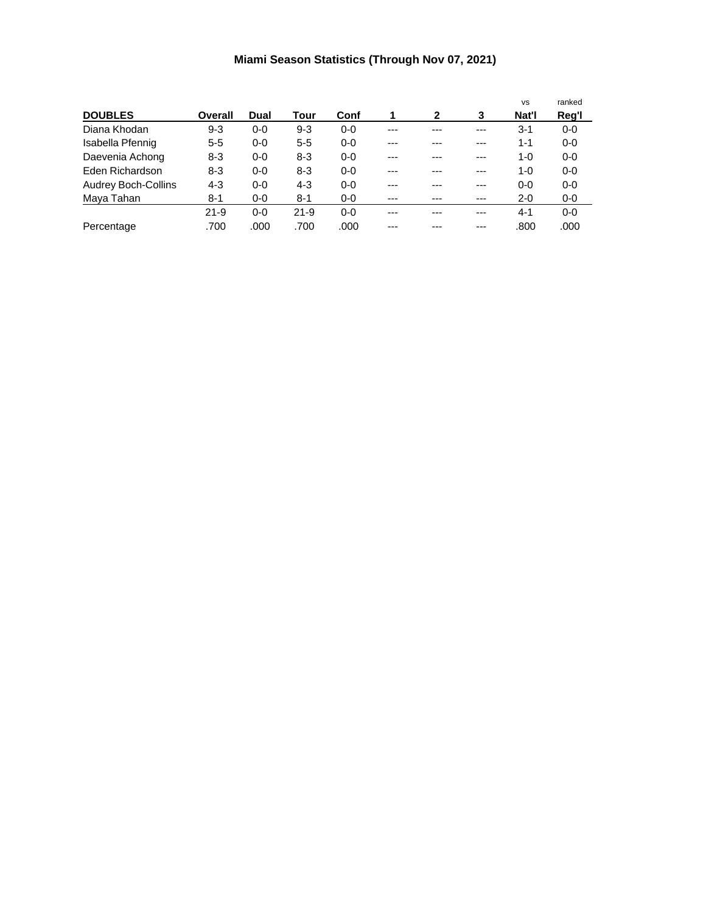# Miami Season Statistics (Through Nov 07, 2021)

| DOUBLES | Overall | Dual | Tour | Conf | 1 | 2 | 3 | vs Nat'l | ranked Reg'l |
|---|---|---|---|---|---|---|---|---|---|
| Diana Khodan | 9-3 | 0-0 | 9-3 | 0-0 | --- | --- | --- | 3-1 | 0-0 |
| Isabella Pfennig | 5-5 | 0-0 | 5-5 | 0-0 | --- | --- | --- | 1-1 | 0-0 |
| Daevenia Achong | 8-3 | 0-0 | 8-3 | 0-0 | --- | --- | --- | 1-0 | 0-0 |
| Eden Richardson | 8-3 | 0-0 | 8-3 | 0-0 | --- | --- | --- | 1-0 | 0-0 |
| Audrey Boch-Collins | 4-3 | 0-0 | 4-3 | 0-0 | --- | --- | --- | 0-0 | 0-0 |
| Maya Tahan | 8-1 | 0-0 | 8-1 | 0-0 | --- | --- | --- | 2-0 | 0-0 |
| | 21-9 | 0-0 | 21-9 | 0-0 | --- | --- | --- | 4-1 | 0-0 |
| Percentage | .700 | .000 | .700 | .000 | --- | --- | --- | .800 | .000 |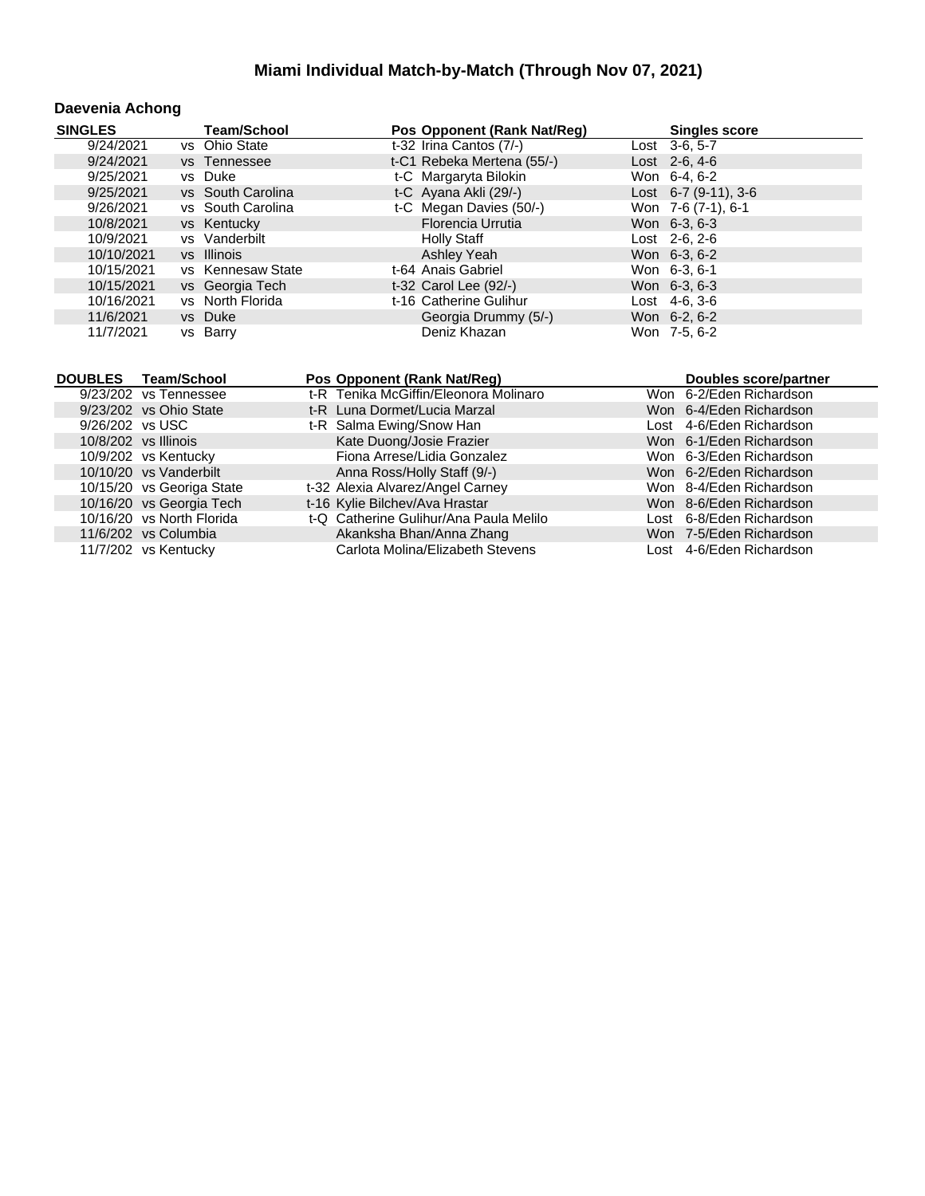# Miami Individual Match-by-Match (Through Nov 07, 2021)

## Daevenia Achong

| SINGLES | Team/School | Pos | Opponent (Rank Nat/Reg) | | Singles score |
|---|---|---|---|---|---|
| 9/24/2021 | vs Ohio State | t-32 | Irina Cantos (7/-) | Lost | 3-6, 5-7 |
| 9/24/2021 | vs Tennessee | t-C1 | Rebeka Mertena (55/-) | Lost | 2-6, 4-6 |
| 9/25/2021 | vs Duke | t-C | Margaryta Bilokin | Won | 6-4, 6-2 |
| 9/25/2021 | vs South Carolina | t-C | Ayana Akli (29/-) | Lost | 6-7 (9-11), 3-6 |
| 9/26/2021 | vs South Carolina | t-C | Megan Davies (50/-) | Won | 7-6 (7-1), 6-1 |
| 10/8/2021 | vs Kentucky | | Florencia Urrutia | Won | 6-3, 6-3 |
| 10/9/2021 | vs Vanderbilt | | Holly Staff | Lost | 2-6, 2-6 |
| 10/10/2021 | vs Illinois | | Ashley Yeah | Won | 6-3, 6-2 |
| 10/15/2021 | vs Kennesaw State | t-64 | Anais Gabriel | Won | 6-3, 6-1 |
| 10/15/2021 | vs Georgia Tech | t-32 | Carol Lee (92/-) | Won | 6-3, 6-3 |
| 10/16/2021 | vs North Florida | t-16 | Catherine Gulihur | Lost | 4-6, 3-6 |
| 11/6/2021 | vs Duke | | Georgia Drummy (5/-) | Won | 6-2, 6-2 |
| 11/7/2021 | vs Barry | | Deniz Khazan | Won | 7-5, 6-2 |

| DOUBLES | Team/School | Pos | Opponent (Rank Nat/Reg) | | Doubles score/partner |
|---|---|---|---|---|---|
| 9/23/202 | vs Tennessee | t-R | Tenika McGiffin/Eleonora Molinaro | Won | 6-2/Eden Richardson |
| 9/23/202 | vs Ohio State | t-R | Luna Dormet/Lucia Marzal | Won | 6-4/Eden Richardson |
| 9/26/202 | vs USC | t-R | Salma Ewing/Snow Han | Lost | 4-6/Eden Richardson |
| 10/8/202 | vs Illinois | | Kate Duong/Josie Frazier | Won | 6-1/Eden Richardson |
| 10/9/202 | vs Kentucky | | Fiona Arrese/Lidia Gonzalez | Won | 6-3/Eden Richardson |
| 10/10/20 | vs Vanderbilt | | Anna Ross/Holly Staff (9/-) | Won | 6-2/Eden Richardson |
| 10/15/20 | vs Georiga State | t-32 | Alexia Alvarez/Angel Carney | Won | 8-4/Eden Richardson |
| 10/16/20 | vs Georgia Tech | t-16 | Kylie Bilchev/Ava Hrastar | Won | 8-6/Eden Richardson |
| 10/16/20 | vs North Florida | t-Q | Catherine Gulihur/Ana Paula Melilo | Lost | 6-8/Eden Richardson |
| 11/6/202 | vs Columbia | | Akanksha Bhan/Anna Zhang | Won | 7-5/Eden Richardson |
| 11/7/202 | vs Kentucky | | Carlota Molina/Elizabeth Stevens | Lost | 4-6/Eden Richardson |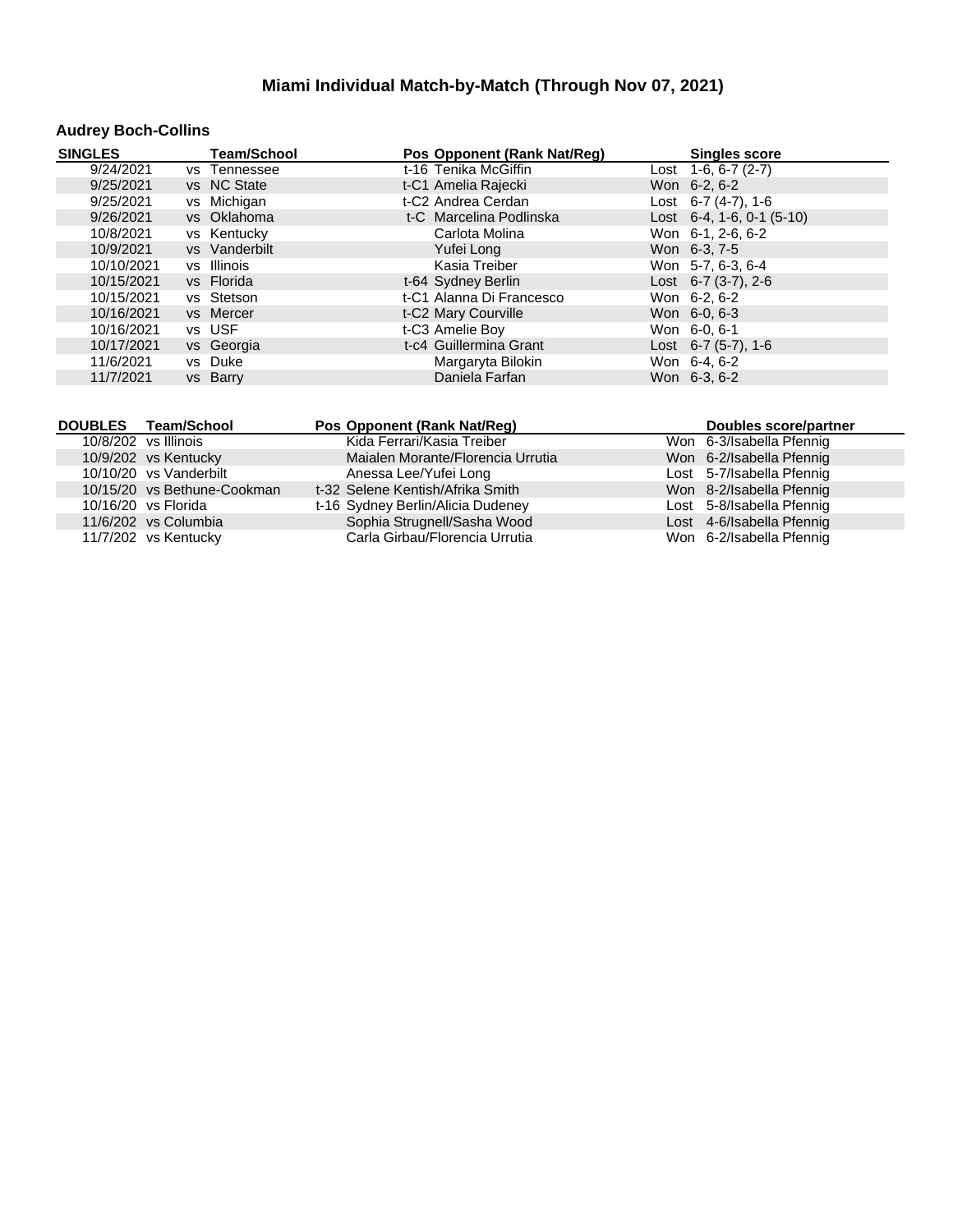# Miami Individual Match-by-Match (Through Nov 07, 2021)

## Audrey Boch-Collins

| SINGLES | Team/School | Pos | Opponent (Rank Nat/Reg) | | Singles score |
|---|---|---|---|---|---|
| 9/24/2021 | vs Tennessee | t-16 | Tenika McGiffin | Lost | 1-6, 6-7 (2-7) |
| 9/25/2021 | vs NC State | t-C1 | Amelia Rajecki | Won | 6-2, 6-2 |
| 9/25/2021 | vs Michigan | t-C2 | Andrea Cerdan | Lost | 6-7 (4-7), 1-6 |
| 9/26/2021 | vs Oklahoma | t-C | Marcelina Podlinska | Lost | 6-4, 1-6, 0-1 (5-10) |
| 10/8/2021 | vs Kentucky | | Carlota Molina | Won | 6-1, 2-6, 6-2 |
| 10/9/2021 | vs Vanderbilt | | Yufei Long | Won | 6-3, 7-5 |
| 10/10/2021 | vs Illinois | | Kasia Treiber | Won | 5-7, 6-3, 6-4 |
| 10/15/2021 | vs Florida | t-64 | Sydney Berlin | Lost | 6-7 (3-7), 2-6 |
| 10/15/2021 | vs Stetson | t-C1 | Alanna Di Francesco | Won | 6-2, 6-2 |
| 10/16/2021 | vs Mercer | t-C2 | Mary Courville | Won | 6-0, 6-3 |
| 10/16/2021 | vs USF | t-C3 | Amelie Boy | Won | 6-0, 6-1 |
| 10/17/2021 | vs Georgia | t-c4 | Guillermina Grant | Lost | 6-7 (5-7), 1-6 |
| 11/6/2021 | vs Duke | | Margaryta Bilokin | Won | 6-4, 6-2 |
| 11/7/2021 | vs Barry | | Daniela Farfan | Won | 6-3, 6-2 |

| DOUBLES | Team/School | Pos | Opponent (Rank Nat/Reg) | | Doubles score/partner |
|---|---|---|---|---|---|
| 10/8/202 | vs Illinois | | Kida Ferrari/Kasia Treiber | Won | 6-3/Isabella Pfennig |
| 10/9/202 | vs Kentucky | | Maialen Morante/Florencia Urrutia | Won | 6-2/Isabella Pfennig |
| 10/10/20 | vs Vanderbilt | | Anessa Lee/Yufei Long | Lost | 5-7/Isabella Pfennig |
| 10/15/20 | vs Bethune-Cookman | t-32 | Selene Kentish/Afrika Smith | Won | 8-2/Isabella Pfennig |
| 10/16/20 | vs Florida | t-16 | Sydney Berlin/Alicia Dudeney | Lost | 5-8/Isabella Pfennig |
| 11/6/202 | vs Columbia | | Sophia Strugnell/Sasha Wood | Lost | 4-6/Isabella Pfennig |
| 11/7/202 | vs Kentucky | | Carla Girbau/Florencia Urrutia | Won | 6-2/Isabella Pfennig |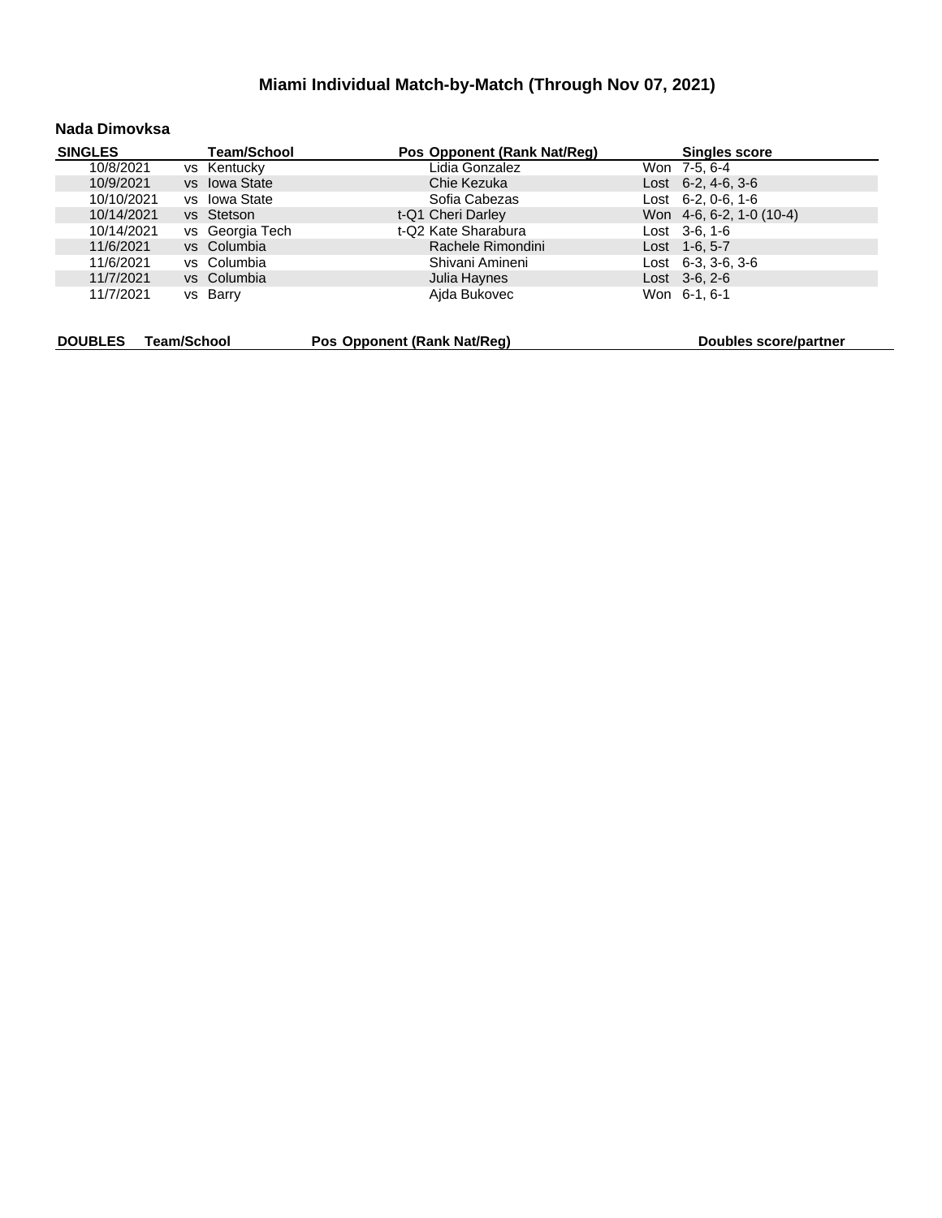# Miami Individual Match-by-Match (Through Nov 07, 2021)

## Nada Dimovksa

| SINGLES | Team/School | Pos | Opponent (Rank Nat/Reg) | | Singles score |
|---|---|---|---|---|---|
| 10/8/2021 | vs Kentucky | | Lidia Gonzalez | Won | 7-5, 6-4 |
| 10/9/2021 | vs Iowa State | | Chie Kezuka | Lost | 6-2, 4-6, 3-6 |
| 10/10/2021 | vs Iowa State | | Sofia Cabezas | Lost | 6-2, 0-6, 1-6 |
| 10/14/2021 | vs Stetson | t-Q1 | Cheri Darley | Won | 4-6, 6-2, 1-0 (10-4) |
| 10/14/2021 | vs Georgia Tech | t-Q2 | Kate Sharabura | Lost | 3-6, 1-6 |
| 11/6/2021 | vs Columbia | | Rachele Rimondini | Lost | 1-6, 5-7 |
| 11/6/2021 | vs Columbia | | Shivani Amineni | Lost | 6-3, 3-6, 3-6 |
| 11/7/2021 | vs Columbia | | Julia Haynes | Lost | 3-6, 2-6 |
| 11/7/2021 | vs Barry | | Ajda Bukovec | Won | 6-1, 6-1 |

| DOUBLES | Team/School | Pos | Opponent (Rank Nat/Reg) | Doubles score/partner |
|---|---|---|---|---|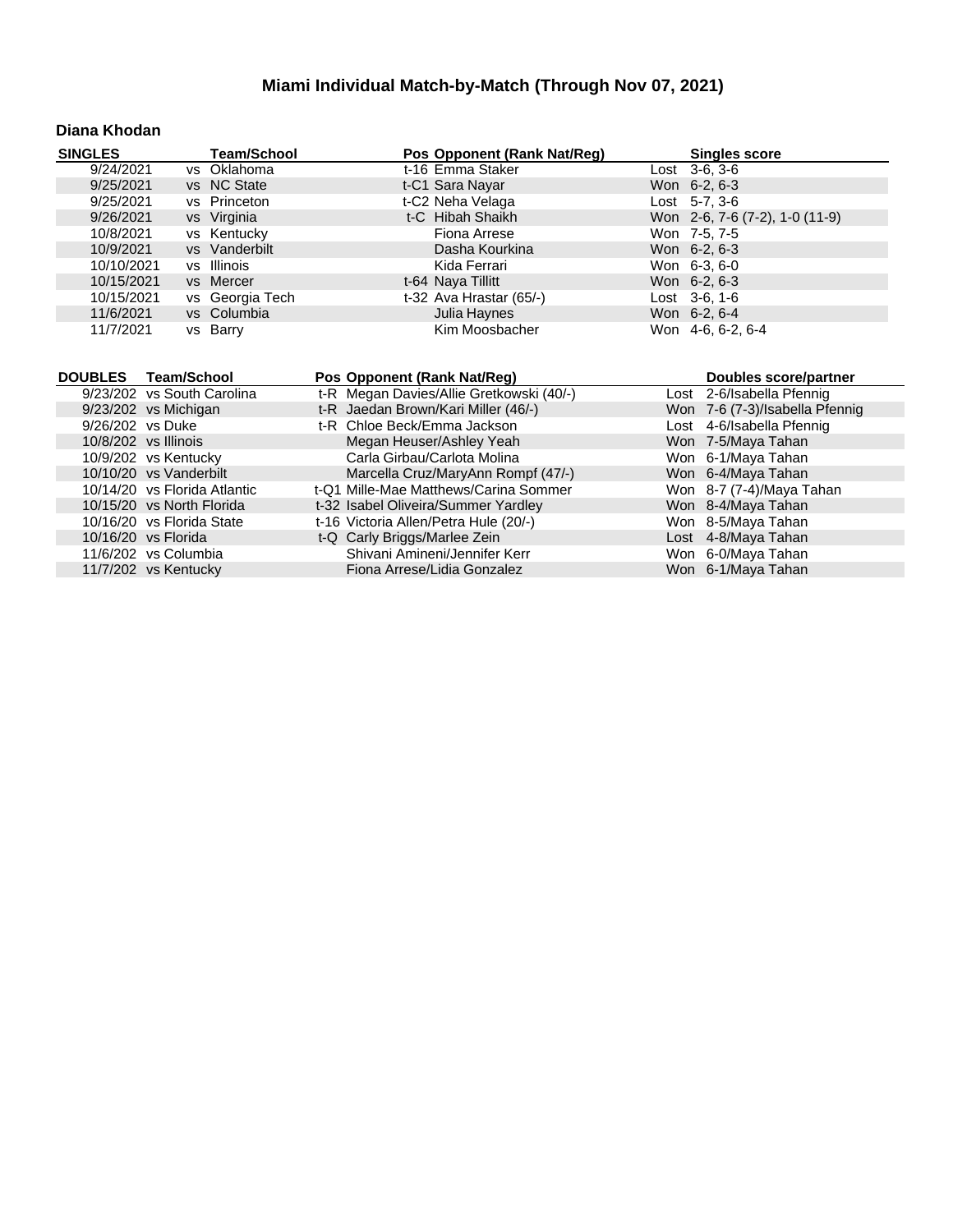# Miami Individual Match-by-Match (Through Nov 07, 2021)

## Diana Khodan

| SINGLES | Team/School | Pos | Opponent (Rank Nat/Reg) | Singles score |
|---|---|---|---|---|
| 9/24/2021 | vs Oklahoma | t-16 | Emma Staker | Lost 3-6, 3-6 |
| 9/25/2021 | vs NC State | t-C1 | Sara Nayar | Won 6-2, 6-3 |
| 9/25/2021 | vs Princeton | t-C2 | Neha Velaga | Lost 5-7, 3-6 |
| 9/26/2021 | vs Virginia | t-C | Hibah Shaikh | Won 2-6, 7-6 (7-2), 1-0 (11-9) |
| 10/8/2021 | vs Kentucky | | Fiona Arrese | Won 7-5, 7-5 |
| 10/9/2021 | vs Vanderbilt | | Dasha Kourkina | Won 6-2, 6-3 |
| 10/10/2021 | vs Illinois | | Kida Ferrari | Won 6-3, 6-0 |
| 10/15/2021 | vs Mercer | t-64 | Naya Tillitt | Won 6-2, 6-3 |
| 10/15/2021 | vs Georgia Tech | t-32 | Ava Hrastar (65/-) | Lost 3-6, 1-6 |
| 11/6/2021 | vs Columbia | | Julia Haynes | Won 6-2, 6-4 |
| 11/7/2021 | vs Barry | | Kim Moosbacher | Won 4-6, 6-2, 6-4 |

| DOUBLES | Team/School | Pos | Opponent (Rank Nat/Reg) | Doubles score/partner |
|---|---|---|---|---|
| 9/23/202 | vs South Carolina | t-R | Megan Davies/Allie Gretkowski (40/-) | Lost 2-6/Isabella Pfennig |
| 9/23/202 | vs Michigan | t-R | Jaedan Brown/Kari Miller (46/-) | Won 7-6 (7-3)/Isabella Pfennig |
| 9/26/202 | vs Duke | t-R | Chloe Beck/Emma Jackson | Lost 4-6/Isabella Pfennig |
| 10/8/202 | vs Illinois | | Megan Heuser/Ashley Yeah | Won 7-5/Maya Tahan |
| 10/9/202 | vs Kentucky | | Carla Girbau/Carlota Molina | Won 6-1/Maya Tahan |
| 10/10/20 | vs Vanderbilt | | Marcella Cruz/MaryAnn Rompf (47/-) | Won 6-4/Maya Tahan |
| 10/14/20 | vs Florida Atlantic | t-Q1 | Mille-Mae Matthews/Carina Sommer | Won 8-7 (7-4)/Maya Tahan |
| 10/15/20 | vs North Florida | t-32 | Isabel Oliveira/Summer Yardley | Won 8-4/Maya Tahan |
| 10/16/20 | vs Florida State | t-16 | Victoria Allen/Petra Hule (20/-) | Won 8-5/Maya Tahan |
| 10/16/20 | vs Florida | t-Q | Carly Briggs/Marlee Zein | Lost 4-8/Maya Tahan |
| 11/6/202 | vs Columbia | | Shivani Amineni/Jennifer Kerr | Won 6-0/Maya Tahan |
| 11/7/202 | vs Kentucky | | Fiona Arrese/Lidia Gonzalez | Won 6-1/Maya Tahan |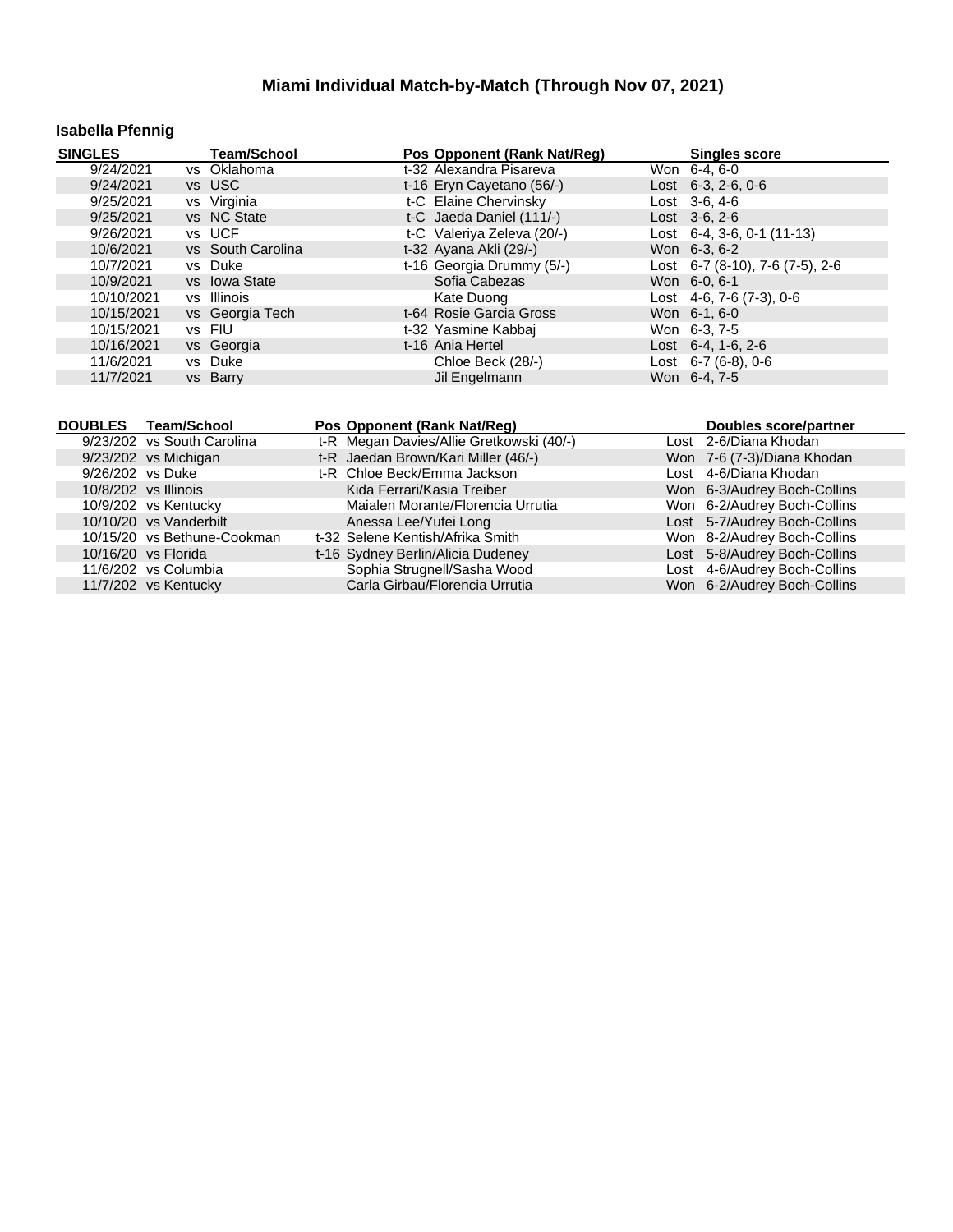# Miami Individual Match-by-Match (Through Nov 07, 2021)

## Isabella Pfennig

| SINGLES | Team/School | Pos | Opponent (Rank Nat/Reg) | | Singles score |
|---|---|---|---|---|---|
| 9/24/2021 | vs Oklahoma | t-32 | Alexandra Pisareva | Won | 6-4, 6-0 |
| 9/24/2021 | vs USC | t-16 | Eryn Cayetano (56/-) | Lost | 6-3, 2-6, 0-6 |
| 9/25/2021 | vs Virginia | t-C | Elaine Chervinsky | Lost | 3-6, 4-6 |
| 9/25/2021 | vs NC State | t-C | Jaeda Daniel (111/-) | Lost | 3-6, 2-6 |
| 9/26/2021 | vs UCF | t-C | Valeriya Zeleva (20/-) | Lost | 6-4, 3-6, 0-1 (11-13) |
| 10/6/2021 | vs South Carolina | t-32 | Ayana Akli (29/-) | Won | 6-3, 6-2 |
| 10/7/2021 | vs Duke | t-16 | Georgia Drummy (5/-) | Lost | 6-7 (8-10), 7-6 (7-5), 2-6 |
| 10/9/2021 | vs Iowa State | | Sofia Cabezas | Won | 6-0, 6-1 |
| 10/10/2021 | vs Illinois | | Kate Duong | Lost | 4-6, 7-6 (7-3), 0-6 |
| 10/15/2021 | vs Georgia Tech | t-64 | Rosie Garcia Gross | Won | 6-1, 6-0 |
| 10/15/2021 | vs FIU | t-32 | Yasmine Kabbaj | Won | 6-3, 7-5 |
| 10/16/2021 | vs Georgia | t-16 | Ania Hertel | Lost | 6-4, 1-6, 2-6 |
| 11/6/2021 | vs Duke | | Chloe Beck (28/-) | Lost | 6-7 (6-8), 0-6 |
| 11/7/2021 | vs Barry | | Jil Engelmann | Won | 6-4, 7-5 |

| DOUBLES | Team/School | Pos | Opponent (Rank Nat/Reg) | | Doubles score/partner |
|---|---|---|---|---|---|
| 9/23/202 | vs South Carolina | t-R | Megan Davies/Allie Gretkowski (40/-) | Lost | 2-6/Diana Khodan |
| 9/23/202 | vs Michigan | t-R | Jaedan Brown/Kari Miller (46/-) | Won | 7-6 (7-3)/Diana Khodan |
| 9/26/202 | vs Duke | t-R | Chloe Beck/Emma Jackson | Lost | 4-6/Diana Khodan |
| 10/8/202 | vs Illinois | | Kida Ferrari/Kasia Treiber | Won | 6-3/Audrey Boch-Collins |
| 10/9/202 | vs Kentucky | | Maialen Morante/Florencia Urrutia | Won | 6-2/Audrey Boch-Collins |
| 10/10/20 | vs Vanderbilt | | Anessa Lee/Yufei Long | Lost | 5-7/Audrey Boch-Collins |
| 10/15/20 | vs Bethune-Cookman | t-32 | Selene Kentish/Afrika Smith | Won | 8-2/Audrey Boch-Collins |
| 10/16/20 | vs Florida | t-16 | Sydney Berlin/Alicia Dudeney | Lost | 5-8/Audrey Boch-Collins |
| 11/6/202 | vs Columbia | | Sophia Strugnell/Sasha Wood | Lost | 4-6/Audrey Boch-Collins |
| 11/7/202 | vs Kentucky | | Carla Girbau/Florencia Urrutia | Won | 6-2/Audrey Boch-Collins |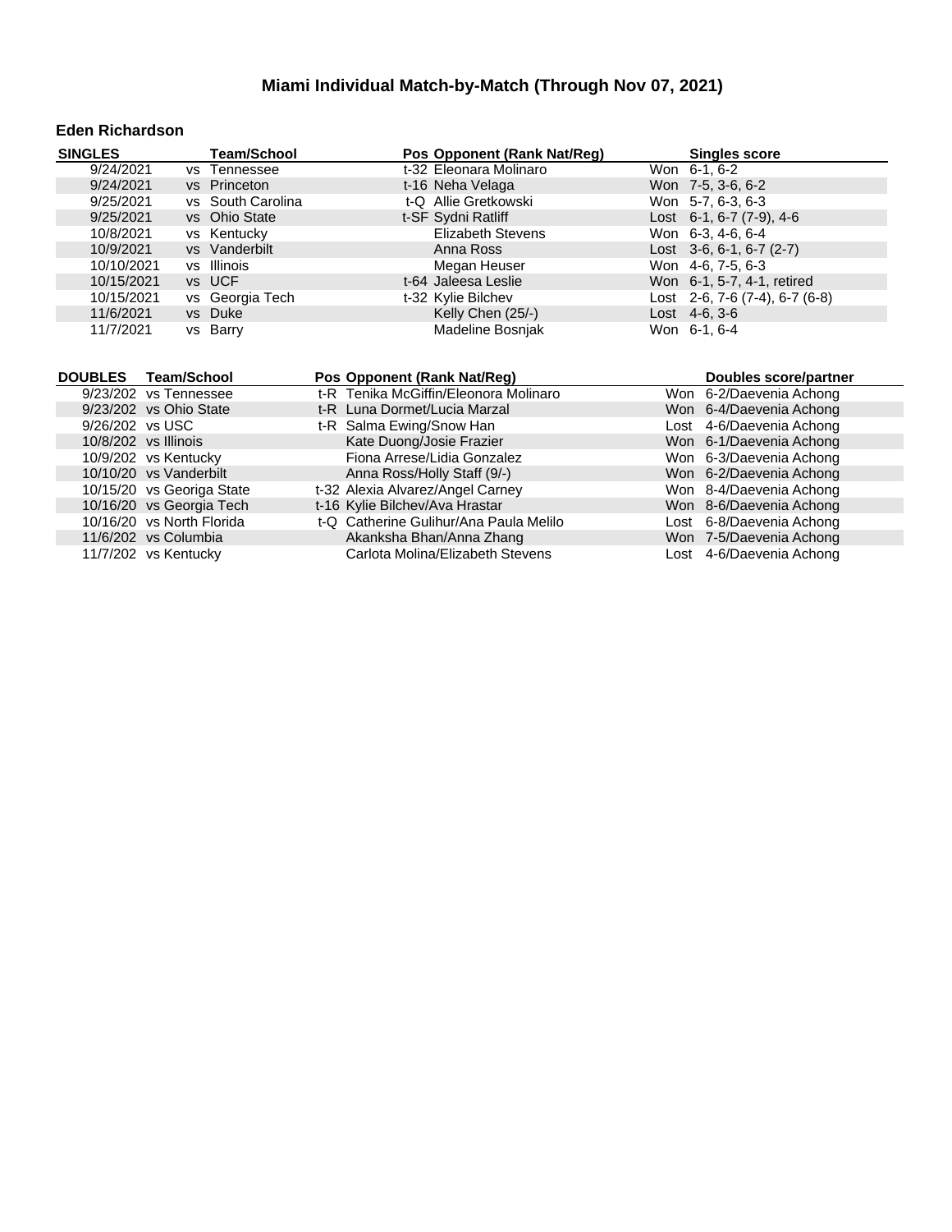# Miami Individual Match-by-Match (Through Nov 07, 2021)

### Eden Richardson

| SINGLES | Team/School | Pos | Opponent (Rank Nat/Reg) | | Singles score |
|---|---|---|---|---|---|
| 9/24/2021 | vs Tennessee | t-32 | Eleonara Molinaro | Won | 6-1, 6-2 |
| 9/24/2021 | vs Princeton | t-16 | Neha Velaga | Won | 7-5, 3-6, 6-2 |
| 9/25/2021 | vs South Carolina | t-Q | Allie Gretkowski | Won | 5-7, 6-3, 6-3 |
| 9/25/2021 | vs Ohio State | t-SF | Sydni Ratliff | Lost | 6-1, 6-7 (7-9), 4-6 |
| 10/8/2021 | vs Kentucky | | Elizabeth Stevens | Won | 6-3, 4-6, 6-4 |
| 10/9/2021 | vs Vanderbilt | | Anna Ross | Lost | 3-6, 6-1, 6-7 (2-7) |
| 10/10/2021 | vs Illinois | | Megan Heuser | Won | 4-6, 7-5, 6-3 |
| 10/15/2021 | vs UCF | t-64 | Jaleesa Leslie | Won | 6-1, 5-7, 4-1, retired |
| 10/15/2021 | vs Georgia Tech | t-32 | Kylie Bilchev | Lost | 2-6, 7-6 (7-4), 6-7 (6-8) |
| 11/6/2021 | vs Duke | | Kelly Chen (25/-) | Lost | 4-6, 3-6 |
| 11/7/2021 | vs Barry | | Madeline Bosnjak | Won | 6-1, 6-4 |

| DOUBLES | Team/School | Pos | Opponent (Rank Nat/Reg) | | Doubles score/partner |
|---|---|---|---|---|---|
| 9/23/202 | vs Tennessee | t-R | Tenika McGiffin/Eleonora Molinaro | Won | 6-2/Daevenia Achong |
| 9/23/202 | vs Ohio State | t-R | Luna Dormet/Lucia Marzal | Won | 6-4/Daevenia Achong |
| 9/26/202 | vs USC | t-R | Salma Ewing/Snow Han | Lost | 4-6/Daevenia Achong |
| 10/8/202 | vs Illinois | | Kate Duong/Josie Frazier | Won | 6-1/Daevenia Achong |
| 10/9/202 | vs Kentucky | | Fiona Arrese/Lidia Gonzalez | Won | 6-3/Daevenia Achong |
| 10/10/20 | vs Vanderbilt | | Anna Ross/Holly Staff (9/-) | Won | 6-2/Daevenia Achong |
| 10/15/20 | vs Georiga State | t-32 | Alexia Alvarez/Angel Carney | Won | 8-4/Daevenia Achong |
| 10/16/20 | vs Georgia Tech | t-16 | Kylie Bilchev/Ava Hrastar | Won | 8-6/Daevenia Achong |
| 10/16/20 | vs North Florida | t-Q | Catherine Gulihur/Ana Paula Melilo | Lost | 6-8/Daevenia Achong |
| 11/6/202 | vs Columbia | | Akanksha Bhan/Anna Zhang | Won | 7-5/Daevenia Achong |
| 11/7/202 | vs Kentucky | | Carlota Molina/Elizabeth Stevens | Lost | 4-6/Daevenia Achong |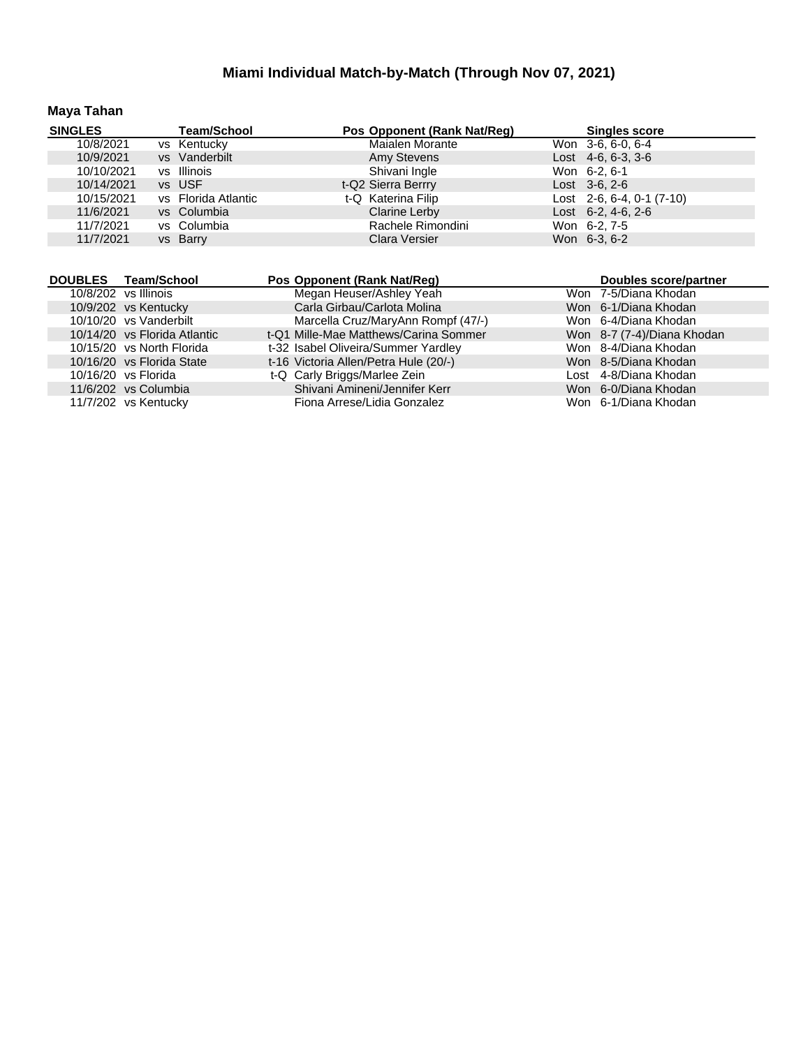# Miami Individual Match-by-Match (Through Nov 07, 2021)

## Maya Tahan

| SINGLES | Team/School | Pos | Opponent (Rank Nat/Reg) | Singles score |
|---|---|---|---|---|
| 10/8/2021 | vs Kentucky | | Maialen Morante | Won 3-6, 6-0, 6-4 |
| 10/9/2021 | vs Vanderbilt | | Amy Stevens | Lost 4-6, 6-3, 3-6 |
| 10/10/2021 | vs Illinois | | Shivani Ingle | Won 6-2, 6-1 |
| 10/14/2021 | vs USF | t-Q2 | Sierra Berrry | Lost 3-6, 2-6 |
| 10/15/2021 | vs Florida Atlantic | t-Q | Katerina Filip | Lost 2-6, 6-4, 0-1 (7-10) |
| 11/6/2021 | vs Columbia | | Clarine Lerby | Lost 6-2, 4-6, 2-6 |
| 11/7/2021 | vs Columbia | | Rachele Rimondini | Won 6-2, 7-5 |
| 11/7/2021 | vs Barry | | Clara Versier | Won 6-3, 6-2 |

| DOUBLES | Team/School | Pos | Opponent (Rank Nat/Reg) | Doubles score/partner |
|---|---|---|---|---|
| 10/8/202 | vs Illinois | | Megan Heuser/Ashley Yeah | Won 7-5/Diana Khodan |
| 10/9/202 | vs Kentucky | | Carla Girbau/Carlota Molina | Won 6-1/Diana Khodan |
| 10/10/20 | vs Vanderbilt | | Marcella Cruz/MaryAnn Rompf (47/-) | Won 6-4/Diana Khodan |
| 10/14/20 | vs Florida Atlantic | t-Q1 | Mille-Mae Matthews/Carina Sommer | Won 8-7 (7-4)/Diana Khodan |
| 10/15/20 | vs North Florida | t-32 | Isabel Oliveira/Summer Yardley | Won 8-4/Diana Khodan |
| 10/16/20 | vs Florida State | t-16 | Victoria Allen/Petra Hule (20/-) | Won 8-5/Diana Khodan |
| 10/16/20 | vs Florida | t-Q | Carly Briggs/Marlee Zein | Lost 4-8/Diana Khodan |
| 11/6/202 | vs Columbia | | Shivani Amineni/Jennifer Kerr | Won 6-0/Diana Khodan |
| 11/7/202 | vs Kentucky | | Fiona Arrese/Lidia Gonzalez | Won 6-1/Diana Khodan |